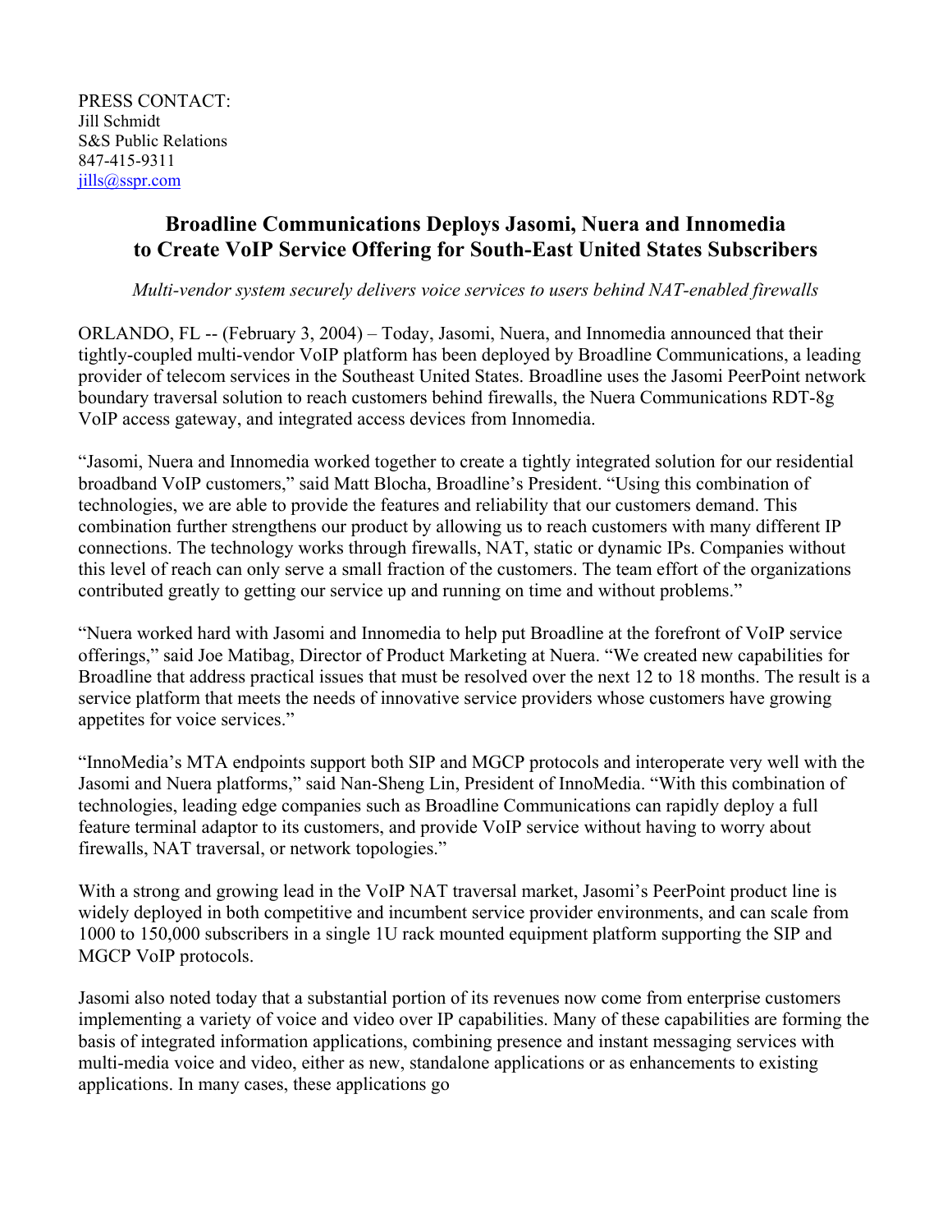PRESS CONTACT:
Jill Schmidt
S&S Public Relations
847-415-9311
jills@sspr.com

# Broadline Communications Deploys Jasomi, Nuera and Innomedia to Create VoIP Service Offering for South-East United States Subscribers

*Multi-vendor system securely delivers voice services to users behind NAT-enabled firewalls*

ORLANDO, FL -- (February 3, 2004) – Today, Jasomi, Nuera, and Innomedia announced that their tightly-coupled multi-vendor VoIP platform has been deployed by Broadline Communications, a leading provider of telecom services in the Southeast United States. Broadline uses the Jasomi PeerPoint network boundary traversal solution to reach customers behind firewalls, the Nuera Communications RDT-8g VoIP access gateway, and integrated access devices from Innomedia.

"Jasomi, Nuera and Innomedia worked together to create a tightly integrated solution for our residential broadband VoIP customers," said Matt Blocha, Broadline's President. "Using this combination of technologies, we are able to provide the features and reliability that our customers demand. This combination further strengthens our product by allowing us to reach customers with many different IP connections. The technology works through firewalls, NAT, static or dynamic IPs. Companies without this level of reach can only serve a small fraction of the customers. The team effort of the organizations contributed greatly to getting our service up and running on time and without problems."

"Nuera worked hard with Jasomi and Innomedia to help put Broadline at the forefront of VoIP service offerings," said Joe Matibag, Director of Product Marketing at Nuera. "We created new capabilities for Broadline that address practical issues that must be resolved over the next 12 to 18 months. The result is a service platform that meets the needs of innovative service providers whose customers have growing appetites for voice services."

"InnoMedia's MTA endpoints support both SIP and MGCP protocols and interoperate very well with the Jasomi and Nuera platforms," said Nan-Sheng Lin, President of InnoMedia. "With this combination of technologies, leading edge companies such as Broadline Communications can rapidly deploy a full feature terminal adaptor to its customers, and provide VoIP service without having to worry about firewalls, NAT traversal, or network topologies."

With a strong and growing lead in the VoIP NAT traversal market, Jasomi's PeerPoint product line is widely deployed in both competitive and incumbent service provider environments, and can scale from 1000 to 150,000 subscribers in a single 1U rack mounted equipment platform supporting the SIP and MGCP VoIP protocols.

Jasomi also noted today that a substantial portion of its revenues now come from enterprise customers implementing a variety of voice and video over IP capabilities. Many of these capabilities are forming the basis of integrated information applications, combining presence and instant messaging services with multi-media voice and video, either as new, standalone applications or as enhancements to existing applications. In many cases, these applications go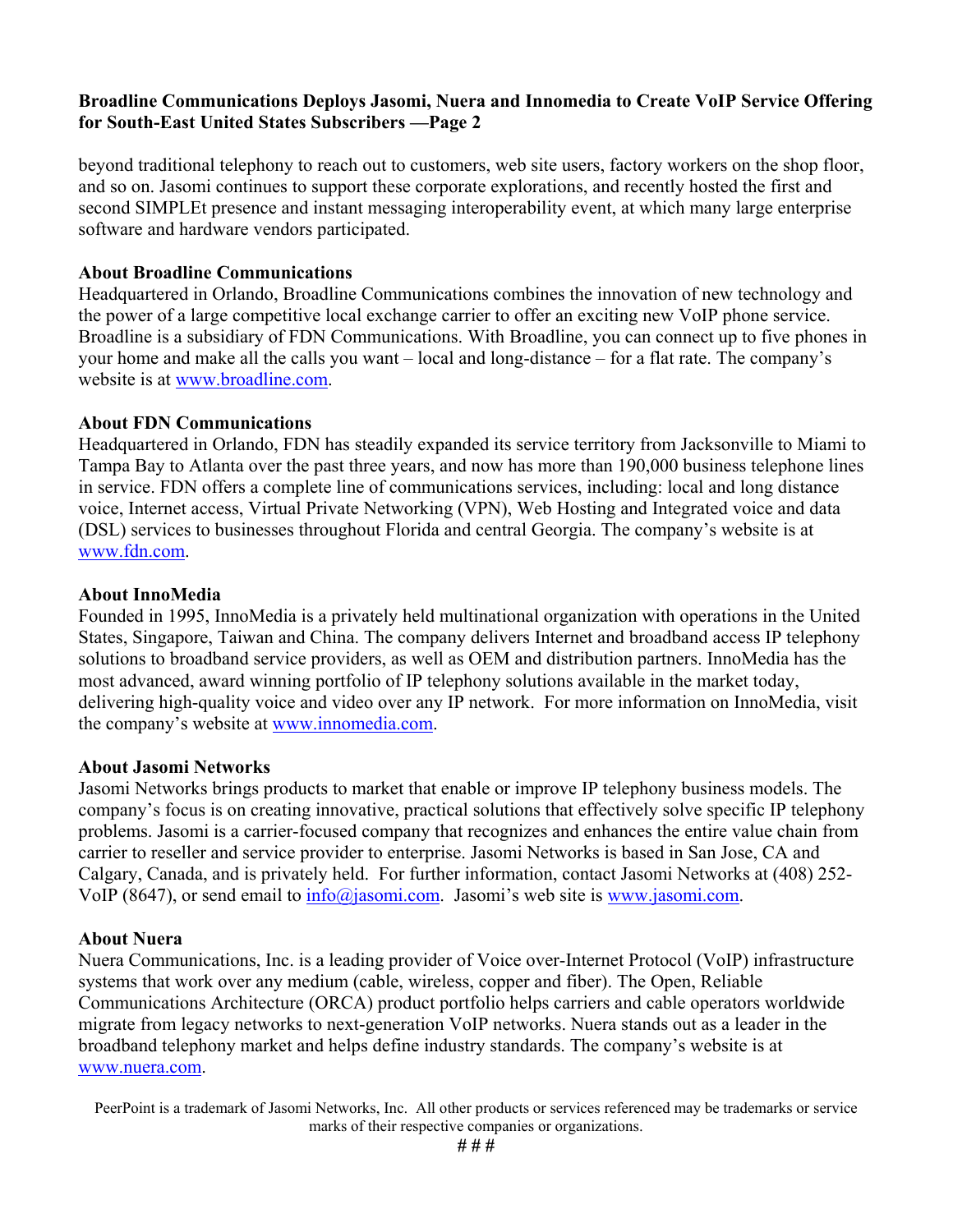beyond traditional telephony to reach out to customers, web site users, factory workers on the shop floor, and so on. Jasomi continues to support these corporate explorations, and recently hosted the first and second SIMPLEt presence and instant messaging interoperability event, at which many large enterprise software and hardware vendors participated.

**About Broadline Communications**

Headquartered in Orlando, Broadline Communications combines the innovation of new technology and the power of a large competitive local exchange carrier to offer an exciting new VoIP phone service. Broadline is a subsidiary of FDN Communications. With Broadline, you can connect up to five phones in your home and make all the calls you want – local and long-distance – for a flat rate. The company's website is at www.broadline.com.

**About FDN Communications**

Headquartered in Orlando, FDN has steadily expanded its service territory from Jacksonville to Miami to Tampa Bay to Atlanta over the past three years, and now has more than 190,000 business telephone lines in service. FDN offers a complete line of communications services, including: local and long distance voice, Internet access, Virtual Private Networking (VPN), Web Hosting and Integrated voice and data (DSL) services to businesses throughout Florida and central Georgia. The company's website is at www.fdn.com.

**About InnoMedia**

Founded in 1995, InnoMedia is a privately held multinational organization with operations in the United States, Singapore, Taiwan and China. The company delivers Internet and broadband access IP telephony solutions to broadband service providers, as well as OEM and distribution partners. InnoMedia has the most advanced, award winning portfolio of IP telephony solutions available in the market today, delivering high-quality voice and video over any IP network. For more information on InnoMedia, visit the company's website at www.innomedia.com.

**About Jasomi Networks**

Jasomi Networks brings products to market that enable or improve IP telephony business models. The company's focus is on creating innovative, practical solutions that effectively solve specific IP telephony problems. Jasomi is a carrier-focused company that recognizes and enhances the entire value chain from carrier to reseller and service provider to enterprise. Jasomi Networks is based in San Jose, CA and Calgary, Canada, and is privately held. For further information, contact Jasomi Networks at (408) 252-VoIP (8647), or send email to info@jasomi.com. Jasomi's web site is www.jasomi.com.

**About Nuera**

Nuera Communications, Inc. is a leading provider of Voice over-Internet Protocol (VoIP) infrastructure systems that work over any medium (cable, wireless, copper and fiber). The Open, Reliable Communications Architecture (ORCA) product portfolio helps carriers and cable operators worldwide migrate from legacy networks to next-generation VoIP networks. Nuera stands out as a leader in the broadband telephony market and helps define industry standards. The company's website is at www.nuera.com.

PeerPoint is a trademark of Jasomi Networks, Inc. All other products or services referenced may be trademarks or service marks of their respective companies or organizations.

# # #